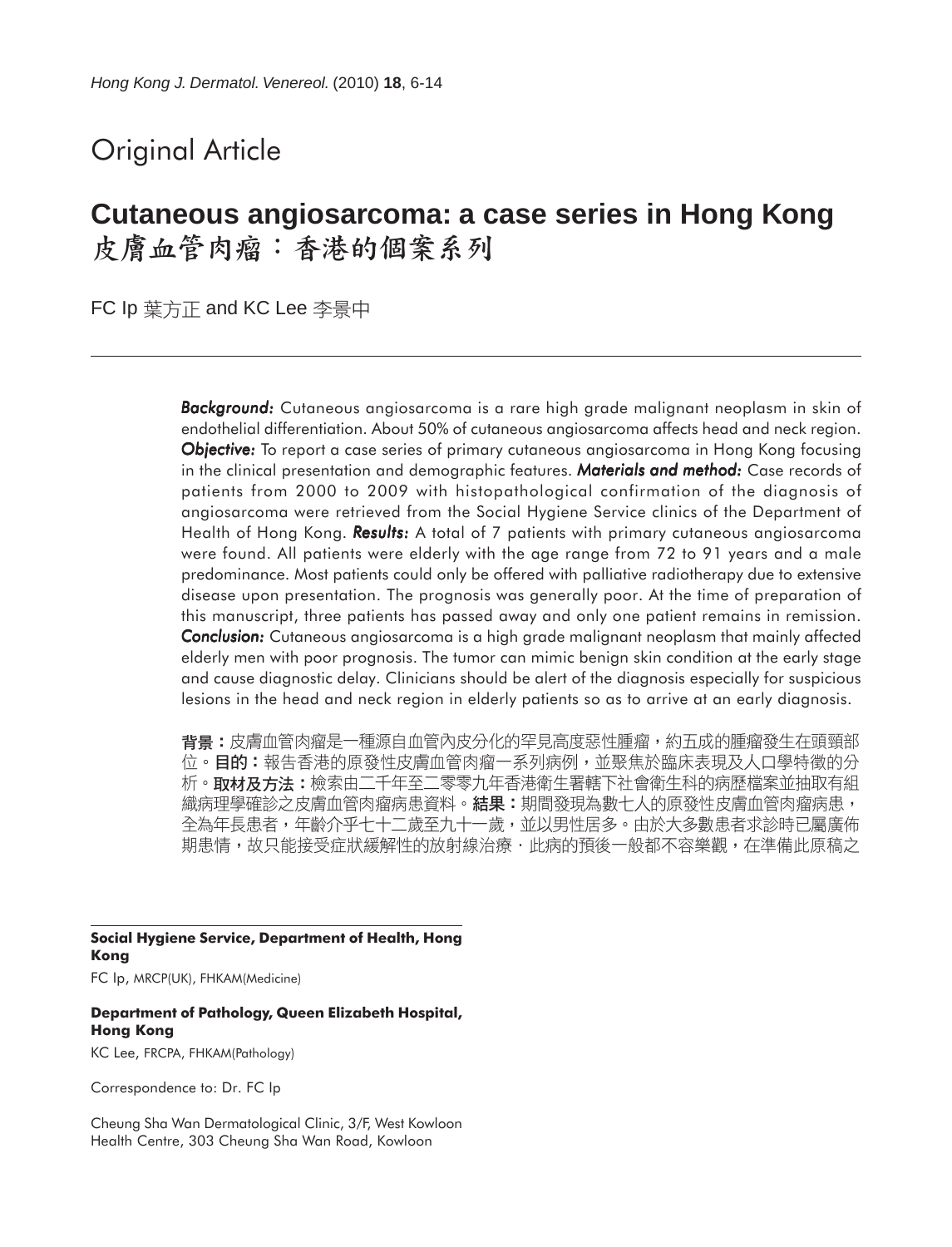Original Article

# Cutaneous angiosarcoma: a case series in Hong Kong
# 皮膚血管肉瘤：香港的個案系列

FC Ip 葉方正 and KC Lee 李景中

***Background:*** Cutaneous angiosarcoma is a rare high grade malignant neoplasm in skin of endothelial differentiation. About 50% of cutaneous angiosarcoma affects head and neck region. ***Objective:*** To report a case series of primary cutaneous angiosarcoma in Hong Kong focusing in the clinical presentation and demographic features. ***Materials and method:*** Case records of patients from 2000 to 2009 with histopathological confirmation of the diagnosis of angiosarcoma were retrieved from the Social Hygiene Service clinics of the Department of Health of Hong Kong. ***Results:*** A total of 7 patients with primary cutaneous angiosarcoma were found. All patients were elderly with the age range from 72 to 91 years and a male predominance. Most patients could only be offered with palliative radiotherapy due to extensive disease upon presentation. The prognosis was generally poor. At the time of preparation of this manuscript, three patients has passed away and only one patient remains in remission. ***Conclusion:*** Cutaneous angiosarcoma is a high grade malignant neoplasm that mainly affected elderly men with poor prognosis. The tumor can mimic benign skin condition at the early stage and cause diagnostic delay. Clinicians should be alert of the diagnosis especially for suspicious lesions in the head and neck region in elderly patients so as to arrive at an early diagnosis.

**背景：**皮膚血管肉瘤是一種源自血管內皮分化的罕見高度惡性腫瘤，約五成的腫瘤發生在頭頸部位。**目的：**報告香港的原發性皮膚血管肉瘤一系列病例，並聚焦於臨床表現及人口學特徵的分析。**取材及方法：**檢索由二千年至二零零九年香港衛生署轄下社會衛生科的病歷檔案並抽取有組織病理學確診之皮膚血管肉瘤病患資料。**結果：**期間發現為數七人的原發性皮膚血管肉瘤病患，全為年長患者，年齡介乎七十二歲至九十一歲，並以男性居多。由於大多數患者求診時已屬廣佈期患情，故只能接受症狀緩解性的放射線治療．此病的預後一般都不容樂觀，在準備此原稿之

**Social Hygiene Service, Department of Health, Hong Kong**

FC Ip, MRCP(UK), FHKAM(Medicine)

**Department of Pathology, Queen Elizabeth Hospital, Hong Kong**

KC Lee, FRCPA, FHKAM(Pathology)

Correspondence to: Dr. FC Ip

Cheung Sha Wan Dermatological Clinic, 3/F, West Kowloon Health Centre, 303 Cheung Sha Wan Road, Kowloon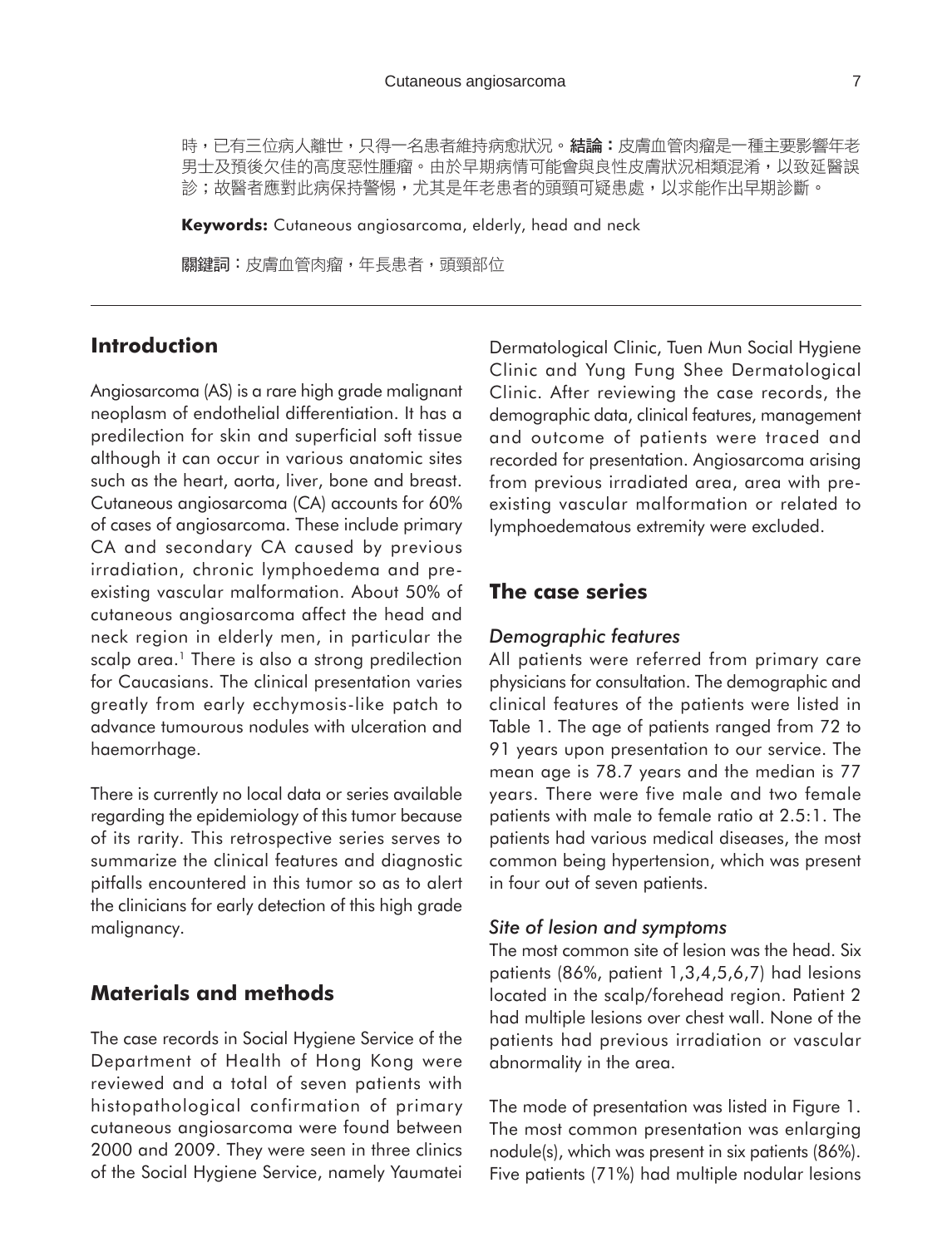時，已有三位病人離世，只得一名患者維持病愈狀況。**結論：**皮膚血管肉瘤是一種主要影響年老男士及預後欠佳的高度惡性腫瘤。由於早期病情可能會與良性皮膚狀況相類混淆，以致延醫誤診；故醫者應對此病保持警惕，尤其是年老患者的頭頸可疑患處，以求能作出早期診斷。

**Keywords:** Cutaneous angiosarcoma, elderly, head and neck

**關鍵詞：**皮膚血管肉瘤，年長患者，頭頸部位

## Introduction

Angiosarcoma (AS) is a rare high grade malignant neoplasm of endothelial differentiation. It has a predilection for skin and superficial soft tissue although it can occur in various anatomic sites such as the heart, aorta, liver, bone and breast. Cutaneous angiosarcoma (CA) accounts for 60% of cases of angiosarcoma. These include primary CA and secondary CA caused by previous irradiation, chronic lymphoedema and pre-existing vascular malformation. About 50% of cutaneous angiosarcoma affect the head and neck region in elderly men, in particular the scalp area.[1] There is also a strong predilection for Caucasians. The clinical presentation varies greatly from early ecchymosis-like patch to advance tumourous nodules with ulceration and haemorrhage.

There is currently no local data or series available regarding the epidemiology of this tumor because of its rarity. This retrospective series serves to summarize the clinical features and diagnostic pitfalls encountered in this tumor so as to alert the clinicians for early detection of this high grade malignancy.

## Materials and methods

The case records in Social Hygiene Service of the Department of Health of Hong Kong were reviewed and a total of seven patients with histopathological confirmation of primary cutaneous angiosarcoma were found between 2000 and 2009. They were seen in three clinics of the Social Hygiene Service, namely Yaumatei Dermatological Clinic, Tuen Mun Social Hygiene Clinic and Yung Fung Shee Dermatological Clinic. After reviewing the case records, the demographic data, clinical features, management and outcome of patients were traced and recorded for presentation. Angiosarcoma arising from previous irradiated area, area with pre-existing vascular malformation or related to lymphoedematous extremity were excluded.

## The case series

### *Demographic features*

All patients were referred from primary care physicians for consultation. The demographic and clinical features of the patients were listed in Table 1. The age of patients ranged from 72 to 91 years upon presentation to our service. The mean age is 78.7 years and the median is 77 years. There were five male and two female patients with male to female ratio at 2.5:1. The patients had various medical diseases, the most common being hypertension, which was present in four out of seven patients.

### *Site of lesion and symptoms*

The most common site of lesion was the head. Six patients (86%, patient 1,3,4,5,6,7) had lesions located in the scalp/forehead region. Patient 2 had multiple lesions over chest wall. None of the patients had previous irradiation or vascular abnormality in the area.

The mode of presentation was listed in Figure 1. The most common presentation was enlarging nodule(s), which was present in six patients (86%). Five patients (71%) had multiple nodular lesions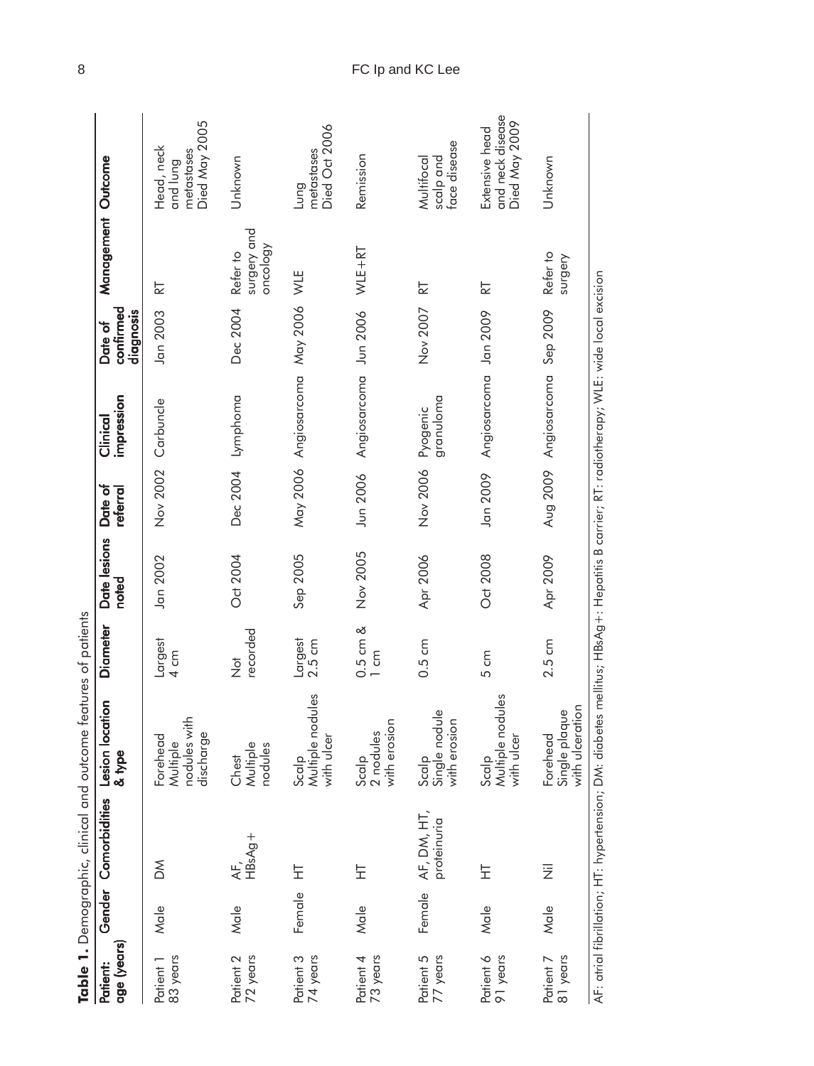**Table 1.** Demographic, clinical and outcome features of patients

| Patient: age (years) | Gender | Comorbidities | Lesion location & type | Diameter | Date lesions noted | Date of referral | Clinical impression | Date of confirmed diagnosis | Management | Outcome |
|---|---|---|---|---|---|---|---|---|---|---|
| Patient 1 83 years | Male | DM | Forehead Multiple nodules with discharge | Largest 4 cm | Jan 2002 | Nov 2002 | Carbuncle | Jan 2003 | RT | Head, neck and lung metastases Died May 2005 |
| Patient 2 72 years | Male | AF, HBsAg+ | Chest Multiple nodules | Not recorded | Oct 2004 | Dec 2004 | Lymphoma | Dec 2004 | Refer to surgery and oncology | Unknown |
| Patient 3 74 years | Female | HT | Scalp Multiple nodules with ulcer | Largest 2.5 cm | Sep 2005 | May 2006 | Angiosarcoma | May 2006 | WLE | Lung metastases Died Oct 2006 |
| Patient 4 73 years | Male | HT | Scalp 2 nodules with erosion | 0.5 cm & 1 cm | Nov 2005 | Jun 2006 | Angiosarcoma | Jun 2006 | WLE+RT | Remission |
| Patient 5 77 years | Female | AF, DM, HT, proteinuria | Scalp Single nodule with erosion | 0.5 cm | Apr 2006 | Nov 2006 | Pyogenic granuloma | Nov 2007 | RT | Multifocal scalp and face disease |
| Patient 6 91 years | Male | HT | Scalp Multiple nodules with ulcer | 5 cm | Oct 2008 | Jan 2009 | Angiosarcoma | Jan 2009 | RT | Extensive head and neck disease Died May 2009 |
| Patient 7 81 years | Male | Nil | Forehead Single plaque with ulceration | 2.5 cm | Apr 2009 | Aug 2009 | Angiosarcoma | Sep 2009 | Refer to surgery | Unknown |

AF: atrial fibrillation; HT: hypertension; DM: diabetes mellitus; HBsAg+: Hepatitis B carrier; RT: radiotherapy; WLE: wide local excision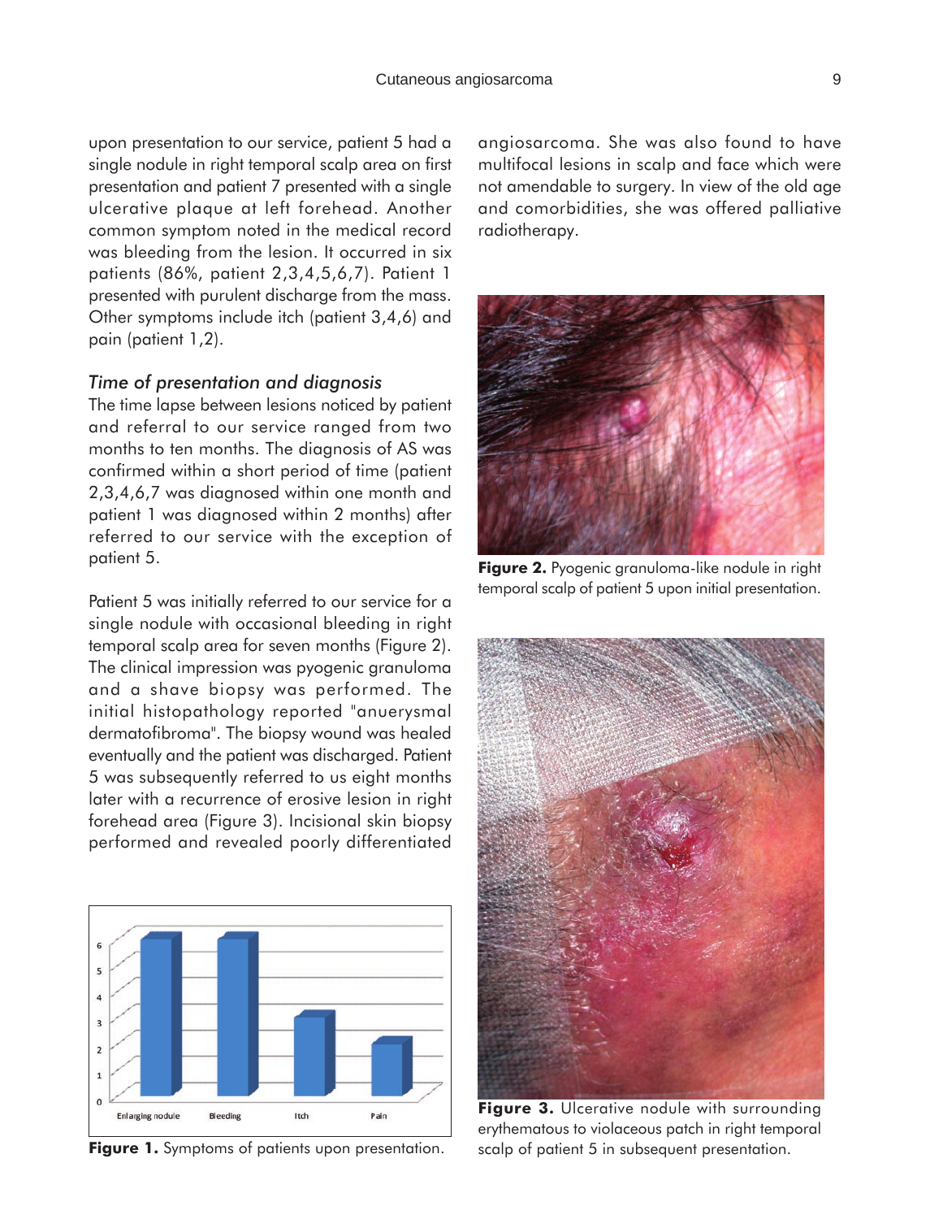upon presentation to our service, patient 5 had a single nodule in right temporal scalp area on first presentation and patient 7 presented with a single ulcerative plaque at left forehead. Another common symptom noted in the medical record was bleeding from the lesion. It occurred in six patients (86%, patient 2,3,4,5,6,7). Patient 1 presented with purulent discharge from the mass. Other symptoms include itch (patient 3,4,6) and pain (patient 1,2).

### *Time of presentation and diagnosis*

The time lapse between lesions noticed by patient and referral to our service ranged from two months to ten months. The diagnosis of AS was confirmed within a short period of time (patient 2,3,4,6,7 was diagnosed within one month and patient 1 was diagnosed within 2 months) after referred to our service with the exception of patient 5.

Patient 5 was initially referred to our service for a single nodule with occasional bleeding in right temporal scalp area for seven months (Figure 2). The clinical impression was pyogenic granuloma and a shave biopsy was performed. The initial histopathology reported "anuerysmal dermatofibroma". The biopsy wound was healed eventually and the patient was discharged. Patient 5 was subsequently referred to us eight months later with a recurrence of erosive lesion in right forehead area (Figure 3). Incisional skin biopsy performed and revealed poorly differentiated angiosarcoma. She was also found to have multifocal lesions in scalp and face which were not amendable to surgery. In view of the old age and comorbidities, she was offered palliative radiotherapy.

**Figure 1.** Symptoms of patients upon presentation.

**Figure 2.** Pyogenic granuloma-like nodule in right temporal scalp of patient 5 upon initial presentation.

**Figure 3.** Ulcerative nodule with surrounding erythematous to violaceous patch in right temporal scalp of patient 5 in subsequent presentation.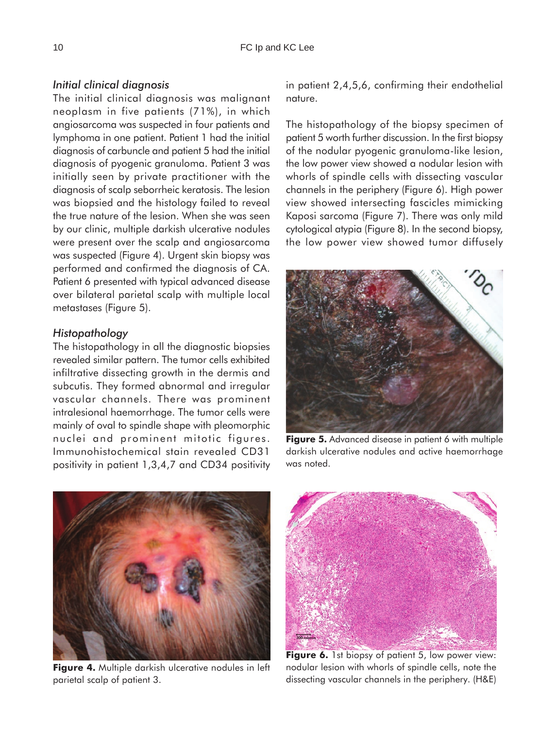### *Initial clinical diagnosis*

The initial clinical diagnosis was malignant neoplasm in five patients (71%), in which angiosarcoma was suspected in four patients and lymphoma in one patient. Patient 1 had the initial diagnosis of carbuncle and patient 5 had the initial diagnosis of pyogenic granuloma. Patient 3 was initially seen by private practitioner with the diagnosis of scalp seborrheic keratosis. The lesion was biopsied and the histology failed to reveal the true nature of the lesion. When she was seen by our clinic, multiple darkish ulcerative nodules were present over the scalp and angiosarcoma was suspected (Figure 4). Urgent skin biopsy was performed and confirmed the diagnosis of CA. Patient 6 presented with typical advanced disease over bilateral parietal scalp with multiple local metastases (Figure 5).

### *Histopathology*

The histopathology in all the diagnostic biopsies revealed similar pattern. The tumor cells exhibited infiltrative dissecting growth in the dermis and subcutis. They formed abnormal and irregular vascular channels. There was prominent intralesional haemorrhage. The tumor cells were mainly of oval to spindle shape with pleomorphic nuclei and prominent mitotic figures. Immunohistochemical stain revealed CD31 positivity in patient 1,3,4,7 and CD34 positivity in patient 2,4,5,6, confirming their endothelial nature.

The histopathology of the biopsy specimen of patient 5 worth further discussion. In the first biopsy of the nodular pyogenic granuloma-like lesion, the low power view showed a nodular lesion with whorls of spindle cells with dissecting vascular channels in the periphery (Figure 6). High power view showed intersecting fascicles mimicking Kaposi sarcoma (Figure 7). There was only mild cytological atypia (Figure 8). In the second biopsy, the low power view showed tumor diffusely

**Figure 5.** Advanced disease in patient 6 with multiple darkish ulcerative nodules and active haemorrhage was noted.

**Figure 4.** Multiple darkish ulcerative nodules in left parietal scalp of patient 3.

**Figure 6.** 1st biopsy of patient 5, low power view: nodular lesion with whorls of spindle cells, note the dissecting vascular channels in the periphery. (H&E)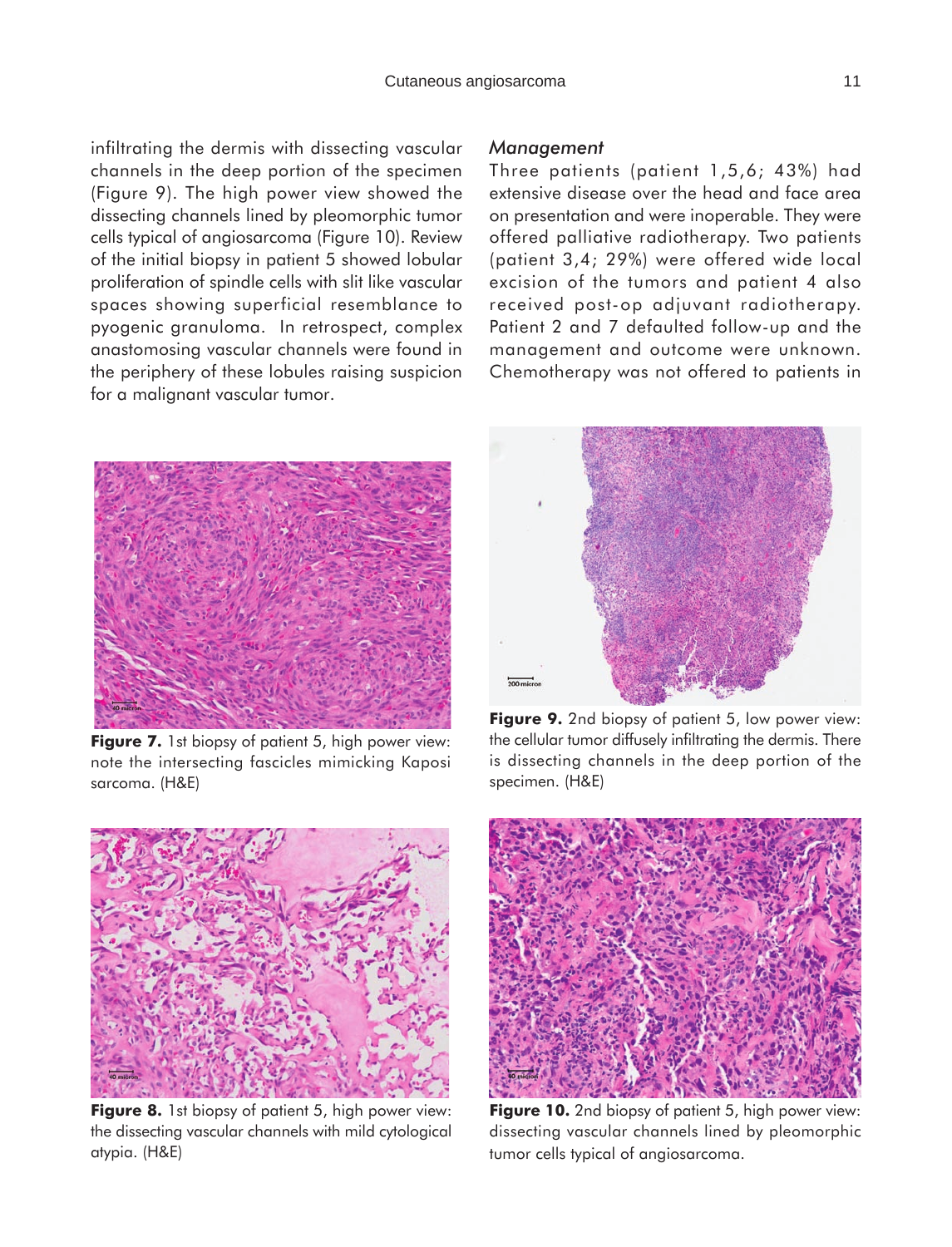infiltrating the dermis with dissecting vascular channels in the deep portion of the specimen (Figure 9). The high power view showed the dissecting channels lined by pleomorphic tumor cells typical of angiosarcoma (Figure 10). Review of the initial biopsy in patient 5 showed lobular proliferation of spindle cells with slit like vascular spaces showing superficial resemblance to pyogenic granuloma. In retrospect, complex anastomosing vascular channels were found in the periphery of these lobules raising suspicion for a malignant vascular tumor.

### *Management*

Three patients (patient 1,5,6; 43%) had extensive disease over the head and face area on presentation and were inoperable. They were offered palliative radiotherapy. Two patients (patient 3,4; 29%) were offered wide local excision of the tumors and patient 4 also received post-op adjuvant radiotherapy. Patient 2 and 7 defaulted follow-up and the management and outcome were unknown. Chemotherapy was not offered to patients in

**Figure 7.** 1st biopsy of patient 5, high power view: note the intersecting fascicles mimicking Kaposi sarcoma. (H&E)

**Figure 9.** 2nd biopsy of patient 5, low power view: the cellular tumor diffusely infiltrating the dermis. There is dissecting channels in the deep portion of the specimen. (H&E)

**Figure 8.** 1st biopsy of patient 5, high power view: the dissecting vascular channels with mild cytological atypia. (H&E)

**Figure 10.** 2nd biopsy of patient 5, high power view: dissecting vascular channels lined by pleomorphic tumor cells typical of angiosarcoma.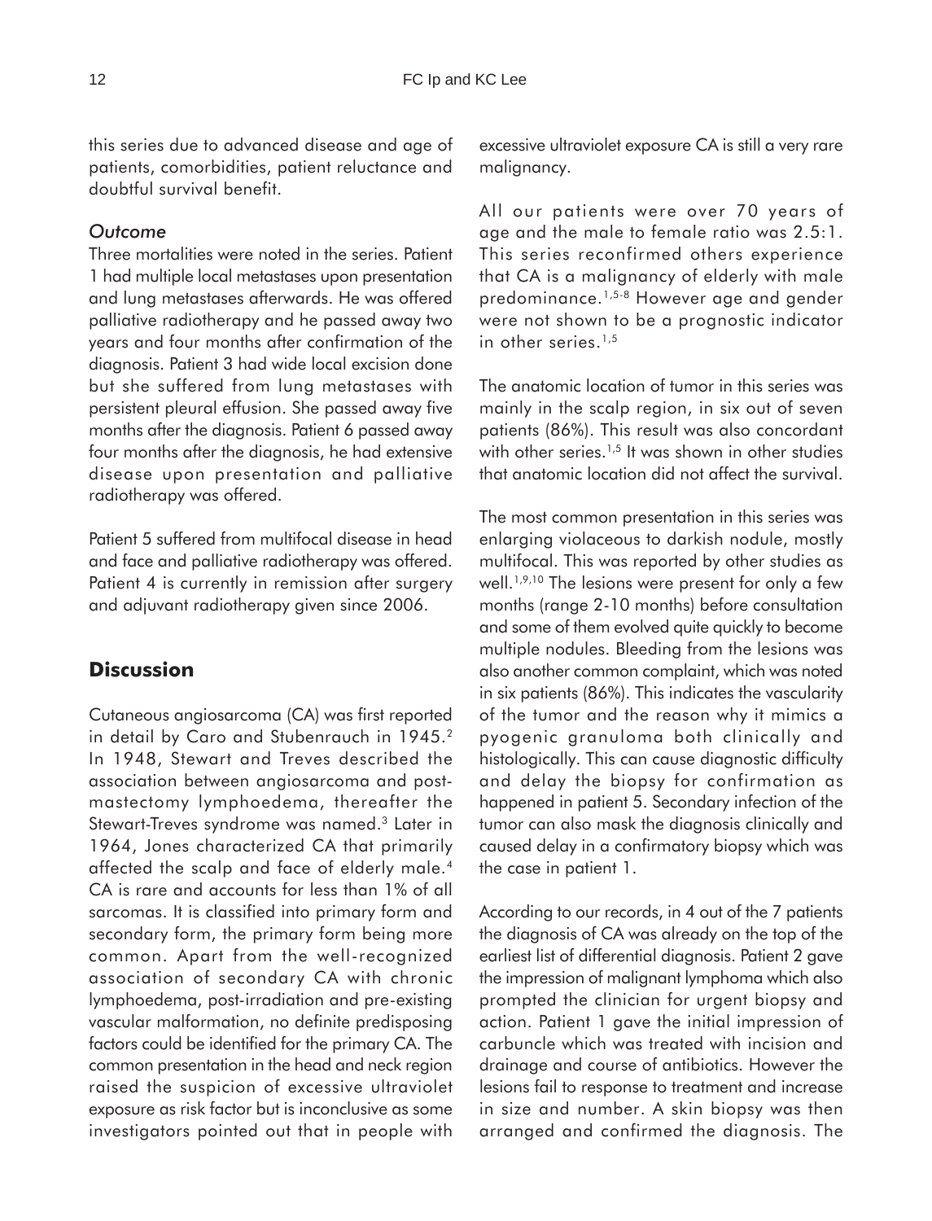this series due to advanced disease and age of patients, comorbidities, patient reluctance and doubtful survival benefit.

### *Outcome*

Three mortalities were noted in the series. Patient 1 had multiple local metastases upon presentation and lung metastases afterwards. He was offered palliative radiotherapy and he passed away two years and four months after confirmation of the diagnosis. Patient 3 had wide local excision done but she suffered from lung metastases with persistent pleural effusion. She passed away five months after the diagnosis. Patient 6 passed away four months after the diagnosis, he had extensive disease upon presentation and palliative radiotherapy was offered.

Patient 5 suffered from multifocal disease in head and face and palliative radiotherapy was offered. Patient 4 is currently in remission after surgery and adjuvant radiotherapy given since 2006.

## **Discussion**

Cutaneous angiosarcoma (CA) was first reported in detail by Caro and Stubenrauch in 1945.[2] In 1948, Stewart and Treves described the association between angiosarcoma and post-mastectomy lymphoedema, thereafter the Stewart-Treves syndrome was named.[3] Later in 1964, Jones characterized CA that primarily affected the scalp and face of elderly male.[4] CA is rare and accounts for less than 1% of all sarcomas. It is classified into primary form and secondary form, the primary form being more common. Apart from the well-recognized association of secondary CA with chronic lymphoedema, post-irradiation and pre-existing vascular malformation, no definite predisposing factors could be identified for the primary CA. The common presentation in the head and neck region raised the suspicion of excessive ultraviolet exposure as risk factor but is inconclusive as some investigators pointed out that in people with excessive ultraviolet exposure CA is still a very rare malignancy.

All our patients were over 70 years of age and the male to female ratio was 2.5:1. This series reconfirmed others experience that CA is a malignancy of elderly with male predominance.[1,5-8] However age and gender were not shown to be a prognostic indicator in other series.[1,5]

The anatomic location of tumor in this series was mainly in the scalp region, in six out of seven patients (86%). This result was also concordant with other series.[1,5] It was shown in other studies that anatomic location did not affect the survival.

The most common presentation in this series was enlarging violaceous to darkish nodule, mostly multifocal. This was reported by other studies as well.[1,9,10] The lesions were present for only a few months (range 2-10 months) before consultation and some of them evolved quite quickly to become multiple nodules. Bleeding from the lesions was also another common complaint, which was noted in six patients (86%). This indicates the vascularity of the tumor and the reason why it mimics a pyogenic granuloma both clinically and histologically. This can cause diagnostic difficulty and delay the biopsy for confirmation as happened in patient 5. Secondary infection of the tumor can also mask the diagnosis clinically and caused delay in a confirmatory biopsy which was the case in patient 1.

According to our records, in 4 out of the 7 patients the diagnosis of CA was already on the top of the earliest list of differential diagnosis. Patient 2 gave the impression of malignant lymphoma which also prompted the clinician for urgent biopsy and action. Patient 1 gave the initial impression of carbuncle which was treated with incision and drainage and course of antibiotics. However the lesions fail to response to treatment and increase in size and number. A skin biopsy was then arranged and confirmed the diagnosis. The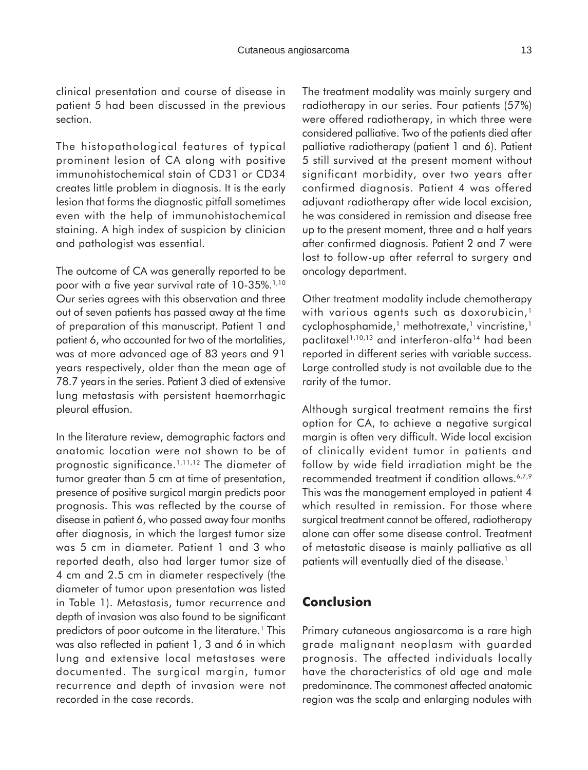clinical presentation and course of disease in patient 5 had been discussed in the previous section.

The histopathological features of typical prominent lesion of CA along with positive immunohistochemical stain of CD31 or CD34 creates little problem in diagnosis. It is the early lesion that forms the diagnostic pitfall sometimes even with the help of immunohistochemical staining. A high index of suspicion by clinician and pathologist was essential.

The outcome of CA was generally reported to be poor with a five year survival rate of 10-35%.[1,10] Our series agrees with this observation and three out of seven patients has passed away at the time of preparation of this manuscript. Patient 1 and patient 6, who accounted for two of the mortalities, was at more advanced age of 83 years and 91 years respectively, older than the mean age of 78.7 years in the series. Patient 3 died of extensive lung metastasis with persistent haemorrhagic pleural effusion.

In the literature review, demographic factors and anatomic location were not shown to be of prognostic significance.[1,11,12] The diameter of tumor greater than 5 cm at time of presentation, presence of positive surgical margin predicts poor prognosis. This was reflected by the course of disease in patient 6, who passed away four months after diagnosis, in which the largest tumor size was 5 cm in diameter. Patient 1 and 3 who reported death, also had larger tumor size of 4 cm and 2.5 cm in diameter respectively (the diameter of tumor upon presentation was listed in Table 1). Metastasis, tumor recurrence and depth of invasion was also found to be significant predictors of poor outcome in the literature.[1] This was also reflected in patient 1, 3 and 6 in which lung and extensive local metastases were documented. The surgical margin, tumor recurrence and depth of invasion were not recorded in the case records.

The treatment modality was mainly surgery and radiotherapy in our series. Four patients (57%) were offered radiotherapy, in which three were considered palliative. Two of the patients died after palliative radiotherapy (patient 1 and 6). Patient 5 still survived at the present moment without significant morbidity, over two years after confirmed diagnosis. Patient 4 was offered adjuvant radiotherapy after wide local excision, he was considered in remission and disease free up to the present moment, three and a half years after confirmed diagnosis. Patient 2 and 7 were lost to follow-up after referral to surgery and oncology department.

Other treatment modality include chemotherapy with various agents such as doxorubicin,[1] cyclophosphamide,[1] methotrexate,[1] vincristine,[1] paclitaxel[1,10,13] and interferon-alfa[14] had been reported in different series with variable success. Large controlled study is not available due to the rarity of the tumor.

Although surgical treatment remains the first option for CA, to achieve a negative surgical margin is often very difficult. Wide local excision of clinically evident tumor in patients and follow by wide field irradiation might be the recommended treatment if condition allows.[6,7,9] This was the management employed in patient 4 which resulted in remission. For those where surgical treatment cannot be offered, radiotherapy alone can offer some disease control. Treatment of metastatic disease is mainly palliative as all patients will eventually died of the disease.[1]

## Conclusion

Primary cutaneous angiosarcoma is a rare high grade malignant neoplasm with guarded prognosis. The affected individuals locally have the characteristics of old age and male predominance. The commonest affected anatomic region was the scalp and enlarging nodules with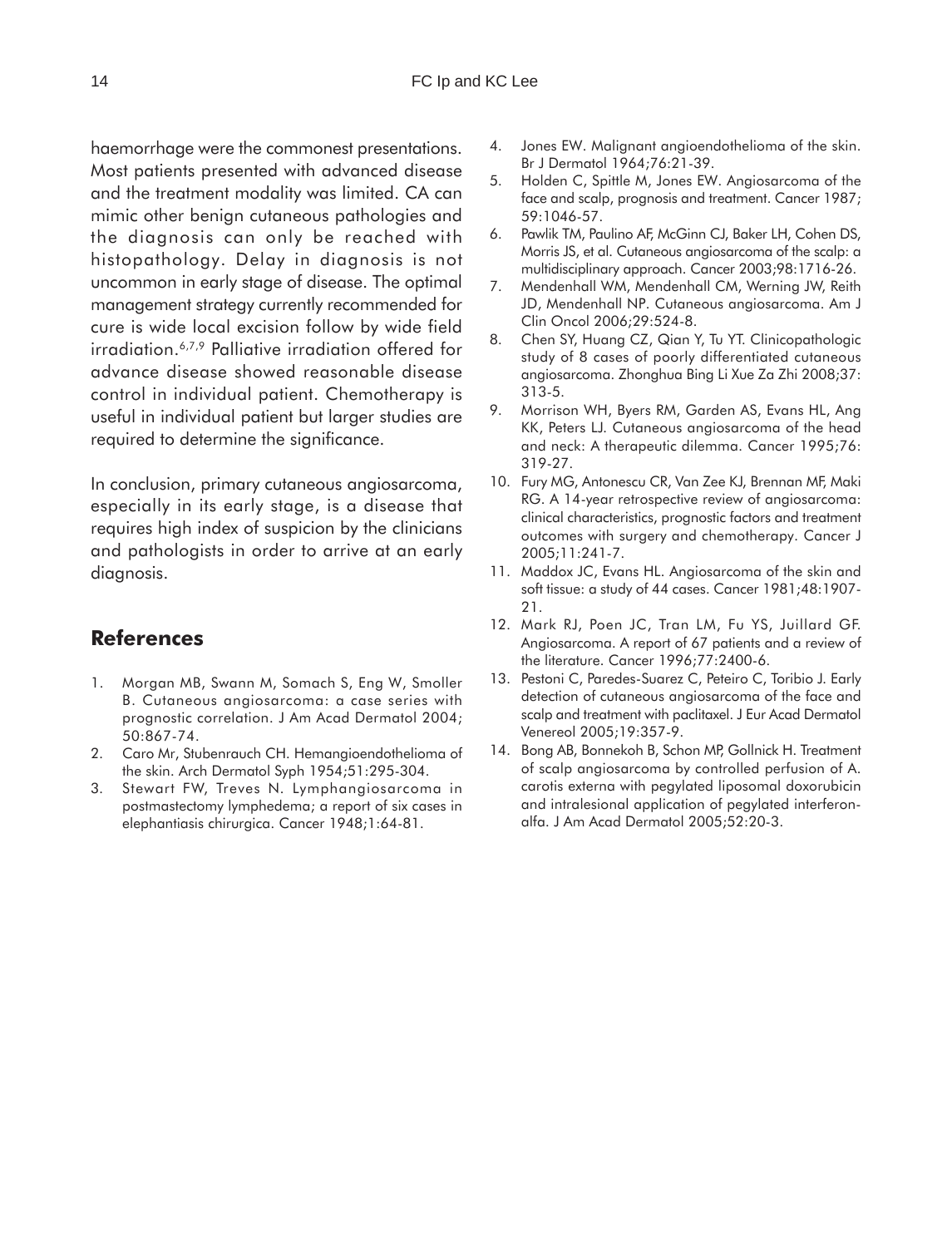haemorrhage were the commonest presentations. Most patients presented with advanced disease and the treatment modality was limited. CA can mimic other benign cutaneous pathologies and the diagnosis can only be reached with histopathology. Delay in diagnosis is not uncommon in early stage of disease. The optimal management strategy currently recommended for cure is wide local excision follow by wide field irradiation.[6,7,9] Palliative irradiation offered for advance disease showed reasonable disease control in individual patient. Chemotherapy is useful in individual patient but larger studies are required to determine the significance.

In conclusion, primary cutaneous angiosarcoma, especially in its early stage, is a disease that requires high index of suspicion by the clinicians and pathologists in order to arrive at an early diagnosis.

## References

1. Morgan MB, Swann M, Somach S, Eng W, Smoller B. Cutaneous angiosarcoma: a case series with prognostic correlation. J Am Acad Dermatol 2004; 50:867-74.
2. Caro Mr, Stubenrauch CH. Hemangioendothelioma of the skin. Arch Dermatol Syph 1954;51:295-304.
3. Stewart FW, Treves N. Lymphangiosarcoma in postmastectomy lymphedema; a report of six cases in elephantiasis chirurgica. Cancer 1948;1:64-81.
4. Jones EW. Malignant angioendothelioma of the skin. Br J Dermatol 1964;76:21-39.
5. Holden C, Spittle M, Jones EW. Angiosarcoma of the face and scalp, prognosis and treatment. Cancer 1987; 59:1046-57.
6. Pawlik TM, Paulino AF, McGinn CJ, Baker LH, Cohen DS, Morris JS, et al. Cutaneous angiosarcoma of the scalp: a multidisciplinary approach. Cancer 2003;98:1716-26.
7. Mendenhall WM, Mendenhall CM, Werning JW, Reith JD, Mendenhall NP. Cutaneous angiosarcoma. Am J Clin Oncol 2006;29:524-8.
8. Chen SY, Huang CZ, Qian Y, Tu YT. Clinicopathologic study of 8 cases of poorly differentiated cutaneous angiosarcoma. Zhonghua Bing Li Xue Za Zhi 2008;37: 313-5.
9. Morrison WH, Byers RM, Garden AS, Evans HL, Ang KK, Peters LJ. Cutaneous angiosarcoma of the head and neck: A therapeutic dilemma. Cancer 1995;76: 319-27.
10. Fury MG, Antonescu CR, Van Zee KJ, Brennan MF, Maki RG. A 14-year retrospective review of angiosarcoma: clinical characteristics, prognostic factors and treatment outcomes with surgery and chemotherapy. Cancer J 2005;11:241-7.
11. Maddox JC, Evans HL. Angiosarcoma of the skin and soft tissue: a study of 44 cases. Cancer 1981;48:1907-21.
12. Mark RJ, Poen JC, Tran LM, Fu YS, Juillard GF. Angiosarcoma. A report of 67 patients and a review of the literature. Cancer 1996;77:2400-6.
13. Pestoni C, Paredes-Suarez C, Peteiro C, Toribio J. Early detection of cutaneous angiosarcoma of the face and scalp and treatment with paclitaxel. J Eur Acad Dermatol Venereol 2005;19:357-9.
14. Bong AB, Bonnekoh B, Schon MP, Gollnick H. Treatment of scalp angiosarcoma by controlled perfusion of A. carotis externa with pegylated liposomal doxorubicin and intralesional application of pegylated interferon-alfa. J Am Acad Dermatol 2005;52:20-3.